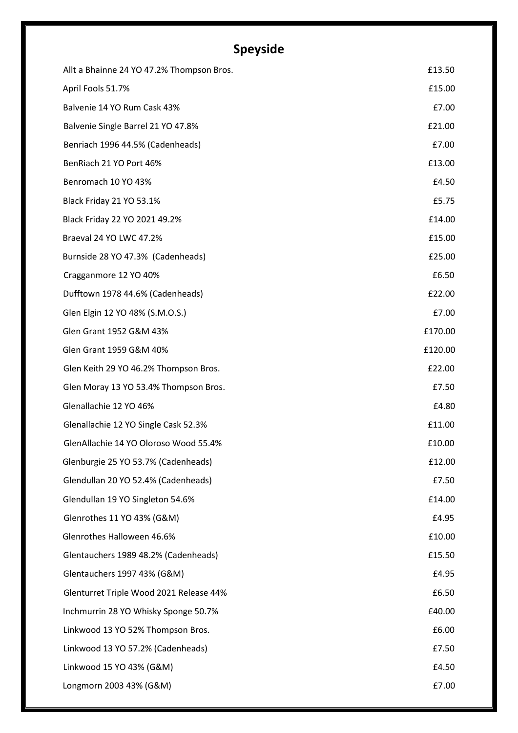## Speyside

| | |
|---|---|
| Allt a Bhainne 24 YO 47.2% Thompson Bros. | £13.50 |
| April Fools 51.7% | £15.00 |
| Balvenie 14 YO Rum Cask 43% | £7.00 |
| Balvenie Single Barrel 21 YO 47.8% | £21.00 |
| Benriach 1996 44.5% (Cadenheads) | £7.00 |
| BenRiach 21 YO Port 46% | £13.00 |
| Benromach 10 YO 43% | £4.50 |
| Black Friday 21 YO 53.1% | £5.75 |
| Black Friday 22 YO 2021 49.2% | £14.00 |
| Braeval 24 YO LWC 47.2% | £15.00 |
| Burnside 28 YO 47.3% (Cadenheads) | £25.00 |
| Cragganmore 12 YO 40% | £6.50 |
| Dufftown 1978 44.6% (Cadenheads) | £22.00 |
| Glen Elgin 12 YO 48% (S.M.O.S.) | £7.00 |
| Glen Grant 1952 G&M 43% | £170.00 |
| Glen Grant 1959 G&M 40% | £120.00 |
| Glen Keith 29 YO 46.2% Thompson Bros. | £22.00 |
| Glen Moray 13 YO 53.4% Thompson Bros. | £7.50 |
| Glenallachie 12 YO 46% | £4.80 |
| Glenallachie 12 YO Single Cask 52.3% | £11.00 |
| GlenAllachie 14 YO Oloroso Wood 55.4% | £10.00 |
| Glenburgie 25 YO 53.7% (Cadenheads) | £12.00 |
| Glendullan 20 YO 52.4% (Cadenheads) | £7.50 |
| Glendullan 19 YO Singleton 54.6% | £14.00 |
| Glenrothes 11 YO 43% (G&M) | £4.95 |
| Glenrothes Halloween 46.6% | £10.00 |
| Glentauchers 1989 48.2% (Cadenheads) | £15.50 |
| Glentauchers 1997 43% (G&M) | £4.95 |
| Glenturret Triple Wood 2021 Release 44% | £6.50 |
| Inchmurrin 28 YO Whisky Sponge 50.7% | £40.00 |
| Linkwood 13 YO 52% Thompson Bros. | £6.00 |
| Linkwood 13 YO 57.2% (Cadenheads) | £7.50 |
| Linkwood 15 YO 43% (G&M) | £4.50 |
| Longmorn 2003 43% (G&M) | £7.00 |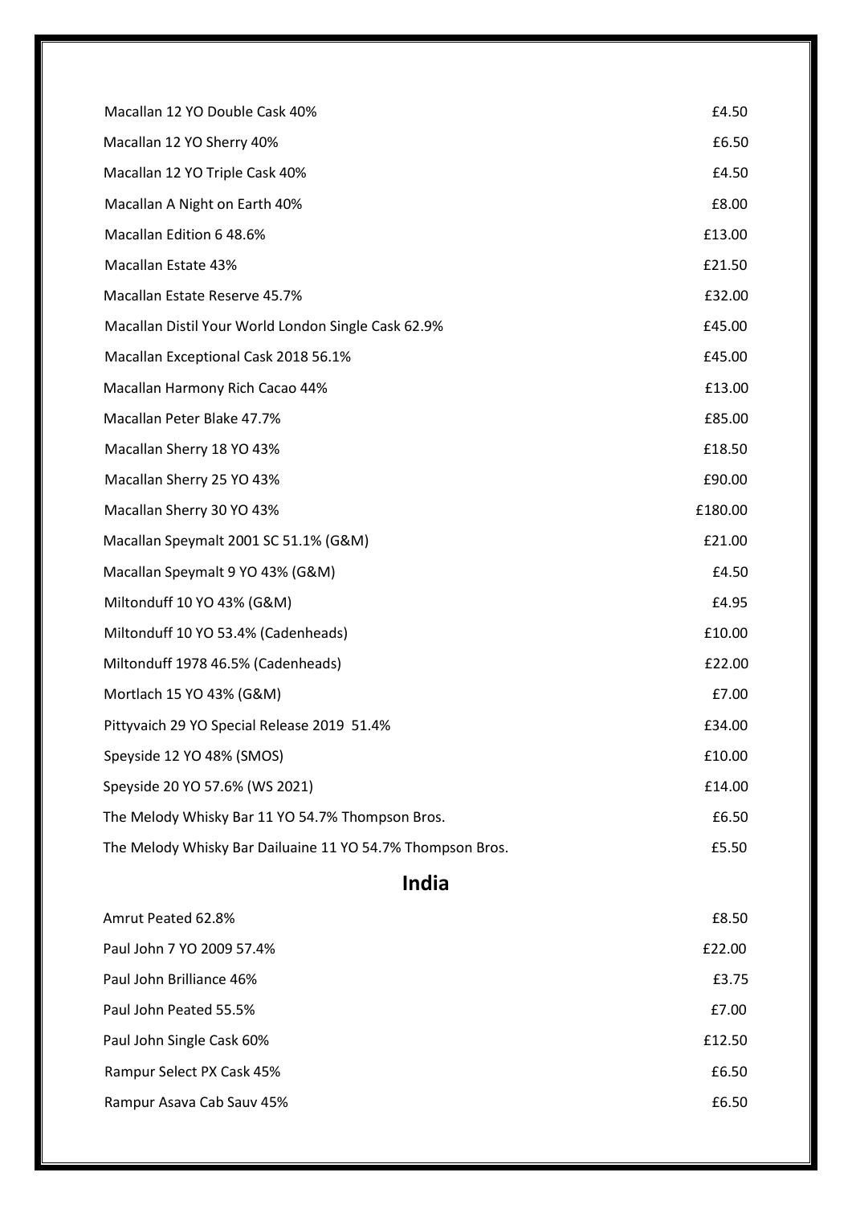| | |
|---|---|
| Macallan 12 YO Double Cask 40% | £4.50 |
| Macallan 12 YO Sherry 40% | £6.50 |
| Macallan 12 YO Triple Cask 40% | £4.50 |
| Macallan A Night on Earth 40% | £8.00 |
| Macallan Edition 6 48.6% | £13.00 |
| Macallan Estate 43% | £21.50 |
| Macallan Estate Reserve 45.7% | £32.00 |
| Macallan Distil Your World London Single Cask 62.9% | £45.00 |
| Macallan Exceptional Cask 2018 56.1% | £45.00 |
| Macallan Harmony Rich Cacao 44% | £13.00 |
| Macallan Peter Blake 47.7% | £85.00 |
| Macallan Sherry 18 YO 43% | £18.50 |
| Macallan Sherry 25 YO 43% | £90.00 |
| Macallan Sherry 30 YO 43% | £180.00 |
| Macallan Speymalt 2001 SC 51.1% (G&M) | £21.00 |
| Macallan Speymalt 9 YO 43% (G&M) | £4.50 |
| Miltonduff 10 YO 43% (G&M) | £4.95 |
| Miltonduff 10 YO 53.4% (Cadenheads) | £10.00 |
| Miltonduff 1978 46.5% (Cadenheads) | £22.00 |
| Mortlach 15 YO 43% (G&M) | £7.00 |
| Pittyvaich 29 YO Special Release 2019 51.4% | £34.00 |
| Speyside 12 YO 48% (SMOS) | £10.00 |
| Speyside 20 YO 57.6% (WS 2021) | £14.00 |
| The Melody Whisky Bar 11 YO 54.7% Thompson Bros. | £6.50 |
| The Melody Whisky Bar Dailuaine 11 YO 54.7% Thompson Bros. | £5.50 |

## India

| | |
|---|---|
| Amrut Peated 62.8% | £8.50 |
| Paul John 7 YO 2009 57.4% | £22.00 |
| Paul John Brilliance 46% | £3.75 |
| Paul John Peated 55.5% | £7.00 |
| Paul John Single Cask 60% | £12.50 |
| Rampur Select PX Cask 45% | £6.50 |
| Rampur Asava Cab Sauv 45% | £6.50 |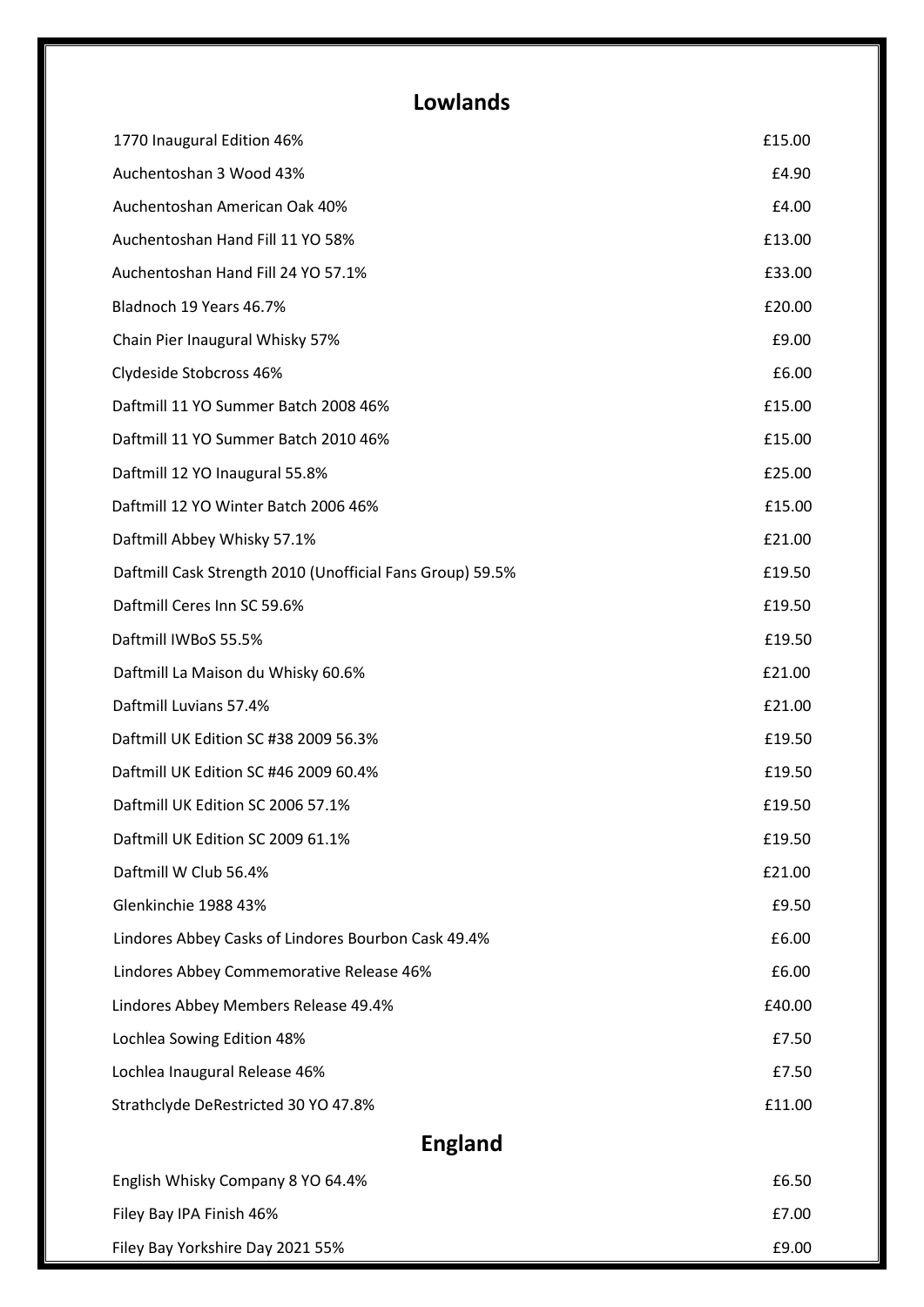## Lowlands

| | |
|---|---|
| 1770 Inaugural Edition 46% | £15.00 |
| Auchentoshan 3 Wood 43% | £4.90 |
| Auchentoshan American Oak 40% | £4.00 |
| Auchentoshan Hand Fill 11 YO 58% | £13.00 |
| Auchentoshan Hand Fill 24 YO 57.1% | £33.00 |
| Bladnoch 19 Years 46.7% | £20.00 |
| Chain Pier Inaugural Whisky 57% | £9.00 |
| Clydeside Stobcross 46% | £6.00 |
| Daftmill 11 YO Summer Batch 2008 46% | £15.00 |
| Daftmill 11 YO Summer Batch 2010 46% | £15.00 |
| Daftmill 12 YO Inaugural 55.8% | £25.00 |
| Daftmill 12 YO Winter Batch 2006 46% | £15.00 |
| Daftmill Abbey Whisky 57.1% | £21.00 |
| Daftmill Cask Strength 2010 (Unofficial Fans Group) 59.5% | £19.50 |
| Daftmill Ceres Inn SC 59.6% | £19.50 |
| Daftmill IWBoS 55.5% | £19.50 |
| Daftmill La Maison du Whisky 60.6% | £21.00 |
| Daftmill Luvians 57.4% | £21.00 |
| Daftmill UK Edition SC #38 2009 56.3% | £19.50 |
| Daftmill UK Edition SC #46 2009 60.4% | £19.50 |
| Daftmill UK Edition SC 2006 57.1% | £19.50 |
| Daftmill UK Edition SC 2009 61.1% | £19.50 |
| Daftmill W Club 56.4% | £21.00 |
| Glenkinchie 1988 43% | £9.50 |
| Lindores Abbey Casks of Lindores Bourbon Cask 49.4% | £6.00 |
| Lindores Abbey Commemorative Release 46% | £6.00 |
| Lindores Abbey Members Release 49.4% | £40.00 |
| Lochlea Sowing Edition 48% | £7.50 |
| Lochlea Inaugural Release 46% | £7.50 |
| Strathclyde DeRestricted 30 YO 47.8% | £11.00 |

## England

| | |
|---|---|
| English Whisky Company 8 YO 64.4% | £6.50 |
| Filey Bay IPA Finish 46% | £7.00 |
| Filey Bay Yorkshire Day 2021 55% | £9.00 |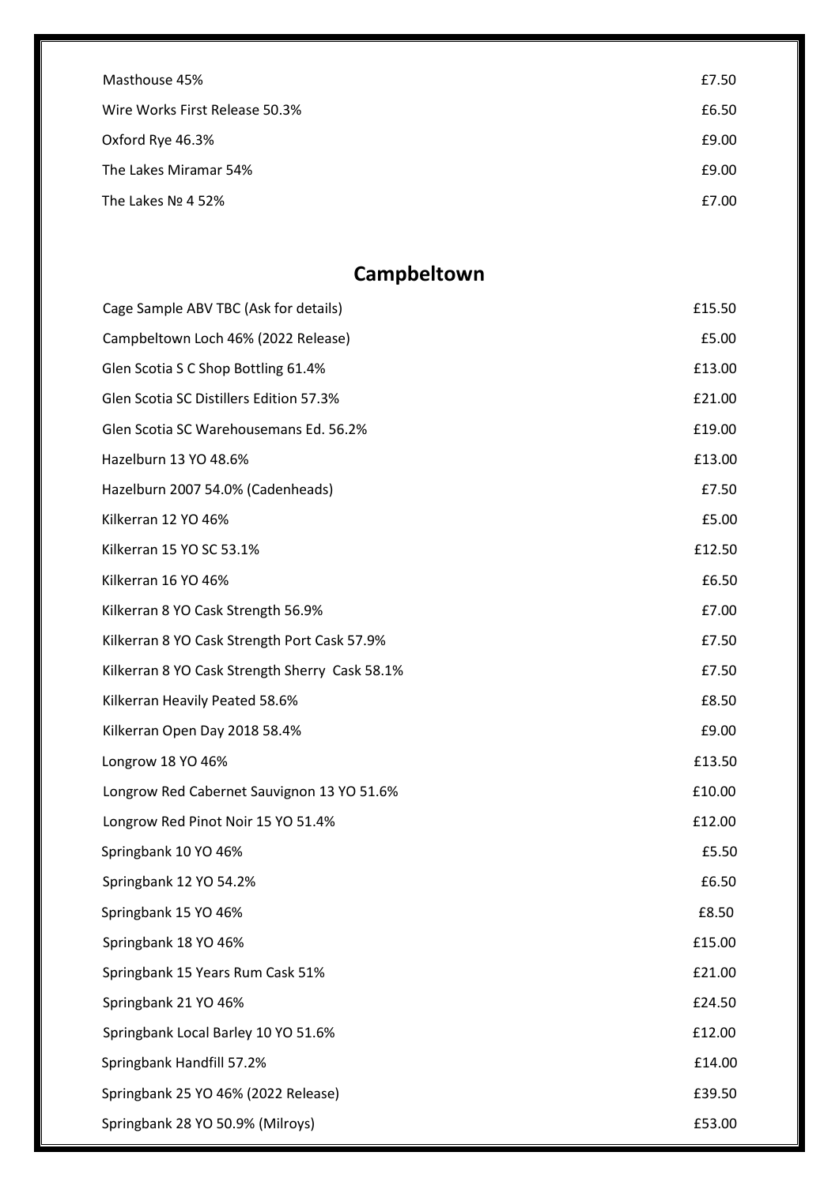| | |
|---|---|
| Masthouse 45% | £7.50 |
| Wire Works First Release 50.3% | £6.50 |
| Oxford Rye 46.3% | £9.00 |
| The Lakes Miramar 54% | £9.00 |
| The Lakes № 4 52% | £7.00 |

## Campbeltown

| | |
|---|---|
| Cage Sample ABV TBC (Ask for details) | £15.50 |
| Campbeltown Loch 46% (2022 Release) | £5.00 |
| Glen Scotia S C Shop Bottling 61.4% | £13.00 |
| Glen Scotia SC Distillers Edition 57.3% | £21.00 |
| Glen Scotia SC Warehousemans Ed. 56.2% | £19.00 |
| Hazelburn 13 YO 48.6% | £13.00 |
| Hazelburn 2007 54.0% (Cadenheads) | £7.50 |
| Kilkerran 12 YO 46% | £5.00 |
| Kilkerran 15 YO SC 53.1% | £12.50 |
| Kilkerran 16 YO 46% | £6.50 |
| Kilkerran 8 YO Cask Strength 56.9% | £7.00 |
| Kilkerran 8 YO Cask Strength Port Cask 57.9% | £7.50 |
| Kilkerran 8 YO Cask Strength Sherry Cask 58.1% | £7.50 |
| Kilkerran Heavily Peated 58.6% | £8.50 |
| Kilkerran Open Day 2018 58.4% | £9.00 |
| Longrow 18 YO 46% | £13.50 |
| Longrow Red Cabernet Sauvignon 13 YO 51.6% | £10.00 |
| Longrow Red Pinot Noir 15 YO 51.4% | £12.00 |
| Springbank 10 YO 46% | £5.50 |
| Springbank 12 YO 54.2% | £6.50 |
| Springbank 15 YO 46% | £8.50 |
| Springbank 18 YO 46% | £15.00 |
| Springbank 15 Years Rum Cask 51% | £21.00 |
| Springbank 21 YO 46% | £24.50 |
| Springbank Local Barley 10 YO 51.6% | £12.00 |
| Springbank Handfill 57.2% | £14.00 |
| Springbank 25 YO 46% (2022 Release) | £39.50 |
| Springbank 28 YO 50.9% (Milroys) | £53.00 |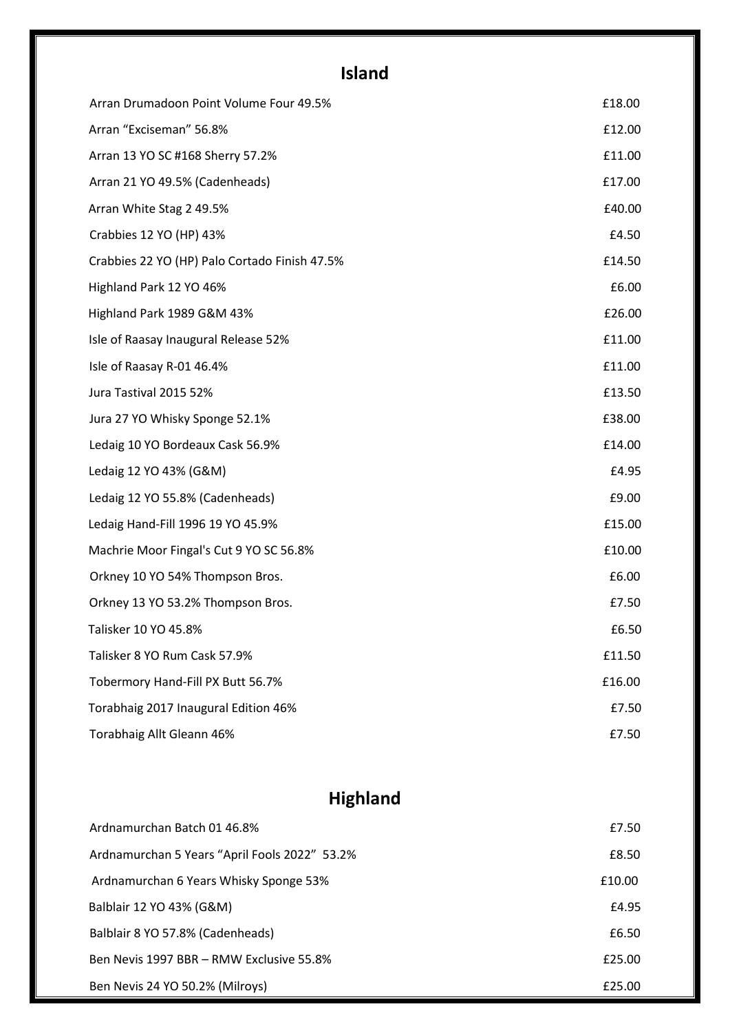## Island

| Whisky | Price |
|---|---|
| Arran Drumadoon Point Volume Four 49.5% | £18.00 |
| Arran "Exciseman" 56.8% | £12.00 |
| Arran 13 YO SC #168 Sherry 57.2% | £11.00 |
| Arran 21 YO 49.5% (Cadenheads) | £17.00 |
| Arran White Stag 2 49.5% | £40.00 |
| Crabbies 12 YO (HP) 43% | £4.50 |
| Crabbies 22 YO (HP) Palo Cortado Finish 47.5% | £14.50 |
| Highland Park 12 YO 46% | £6.00 |
| Highland Park 1989 G&M 43% | £26.00 |
| Isle of Raasay Inaugural Release 52% | £11.00 |
| Isle of Raasay R-01 46.4% | £11.00 |
| Jura Tastival 2015 52% | £13.50 |
| Jura 27 YO Whisky Sponge 52.1% | £38.00 |
| Ledaig 10 YO Bordeaux Cask 56.9% | £14.00 |
| Ledaig 12 YO 43% (G&M) | £4.95 |
| Ledaig 12 YO 55.8% (Cadenheads) | £9.00 |
| Ledaig Hand-Fill 1996 19 YO 45.9% | £15.00 |
| Machrie Moor Fingal's Cut 9 YO SC 56.8% | £10.00 |
| Orkney 10 YO 54% Thompson Bros. | £6.00 |
| Orkney 13 YO 53.2% Thompson Bros. | £7.50 |
| Talisker 10 YO 45.8% | £6.50 |
| Talisker 8 YO Rum Cask 57.9% | £11.50 |
| Tobermory Hand-Fill PX Butt 56.7% | £16.00 |
| Torabhaig 2017 Inaugural Edition 46% | £7.50 |
| Torabhaig Allt Gleann 46% | £7.50 |

## Highland

| Whisky | Price |
|---|---|
| Ardnamurchan Batch 01 46.8% | £7.50 |
| Ardnamurchan 5 Years "April Fools 2022" 53.2% | £8.50 |
| Ardnamurchan 6 Years Whisky Sponge 53% | £10.00 |
| Balblair 12 YO 43% (G&M) | £4.95 |
| Balblair 8 YO 57.8% (Cadenheads) | £6.50 |
| Ben Nevis 1997 BBR – RMW Exclusive 55.8% | £25.00 |
| Ben Nevis 24 YO 50.2% (Milroys) | £25.00 |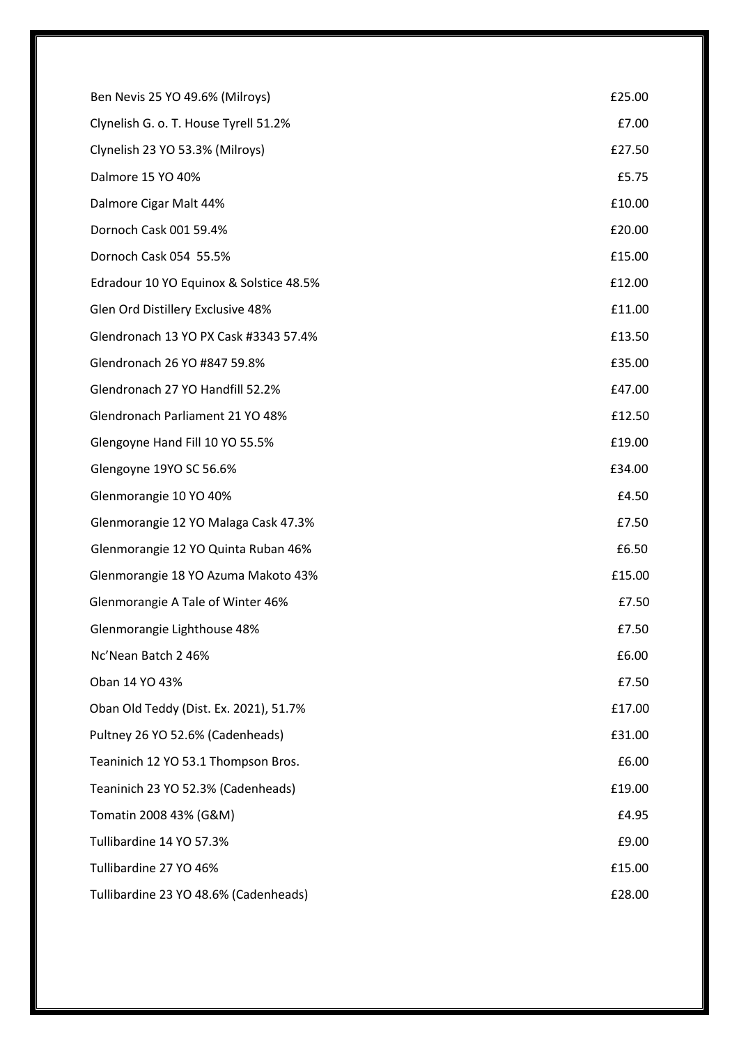| | |
|---|---|
| Ben Nevis 25 YO 49.6% (Milroys) | £25.00 |
| Clynelish G. o. T. House Tyrell 51.2% | £7.00 |
| Clynelish 23 YO 53.3% (Milroys) | £27.50 |
| Dalmore 15 YO 40% | £5.75 |
| Dalmore Cigar Malt 44% | £10.00 |
| Dornoch Cask 001 59.4% | £20.00 |
| Dornoch Cask 054 55.5% | £15.00 |
| Edradour 10 YO Equinox & Solstice 48.5% | £12.00 |
| Glen Ord Distillery Exclusive 48% | £11.00 |
| Glendronach 13 YO PX Cask #3343 57.4% | £13.50 |
| Glendronach 26 YO #847 59.8% | £35.00 |
| Glendronach 27 YO Handfill 52.2% | £47.00 |
| Glendronach Parliament 21 YO 48% | £12.50 |
| Glengoyne Hand Fill 10 YO 55.5% | £19.00 |
| Glengoyne 19YO SC 56.6% | £34.00 |
| Glenmorangie 10 YO 40% | £4.50 |
| Glenmorangie 12 YO Malaga Cask 47.3% | £7.50 |
| Glenmorangie 12 YO Quinta Ruban 46% | £6.50 |
| Glenmorangie 18 YO Azuma Makoto 43% | £15.00 |
| Glenmorangie A Tale of Winter 46% | £7.50 |
| Glenmorangie Lighthouse 48% | £7.50 |
| Nc'Nean Batch 2 46% | £6.00 |
| Oban 14 YO 43% | £7.50 |
| Oban Old Teddy (Dist. Ex. 2021), 51.7% | £17.00 |
| Pultney 26 YO 52.6% (Cadenheads) | £31.00 |
| Teaninich 12 YO 53.1 Thompson Bros. | £6.00 |
| Teaninich 23 YO 52.3% (Cadenheads) | £19.00 |
| Tomatin 2008 43% (G&M) | £4.95 |
| Tullibardine 14 YO 57.3% | £9.00 |
| Tullibardine 27 YO 46% | £15.00 |
| Tullibardine 23 YO 48.6% (Cadenheads) | £28.00 |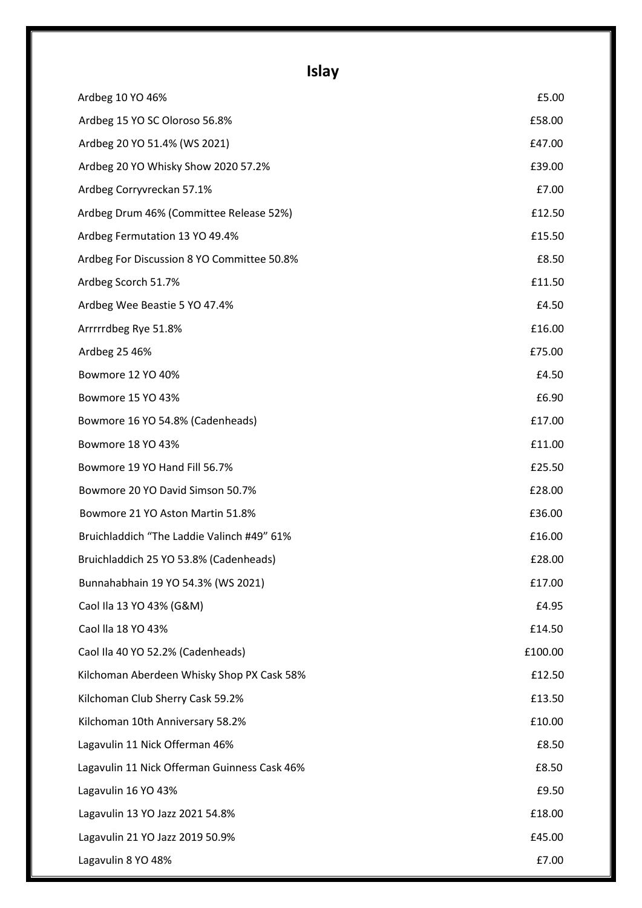## Islay

| Whisky | Price |
| --- | --- |
| Ardbeg 10 YO 46% | £5.00 |
| Ardbeg 15 YO SC Oloroso 56.8% | £58.00 |
| Ardbeg 20 YO 51.4% (WS 2021) | £47.00 |
| Ardbeg 20 YO Whisky Show 2020 57.2% | £39.00 |
| Ardbeg Corryvreckan 57.1% | £7.00 |
| Ardbeg Drum 46% (Committee Release 52%) | £12.50 |
| Ardbeg Fermutation 13 YO 49.4% | £15.50 |
| Ardbeg For Discussion 8 YO Committee 50.8% | £8.50 |
| Ardbeg Scorch 51.7% | £11.50 |
| Ardbeg Wee Beastie 5 YO 47.4% | £4.50 |
| Arrrrrdbeg Rye 51.8% | £16.00 |
| Ardbeg 25 46% | £75.00 |
| Bowmore 12 YO 40% | £4.50 |
| Bowmore 15 YO 43% | £6.90 |
| Bowmore 16 YO 54.8% (Cadenheads) | £17.00 |
| Bowmore 18 YO 43% | £11.00 |
| Bowmore 19 YO Hand Fill 56.7% | £25.50 |
| Bowmore 20 YO David Simson 50.7% | £28.00 |
| Bowmore 21 YO Aston Martin 51.8% | £36.00 |
| Bruichladdich "The Laddie Valinch #49" 61% | £16.00 |
| Bruichladdich 25 YO 53.8% (Cadenheads) | £28.00 |
| Bunnahabhain 19 YO 54.3% (WS 2021) | £17.00 |
| Caol Ila 13 YO 43% (G&M) | £4.95 |
| Caol lla 18 YO 43% | £14.50 |
| Caol Ila 40 YO 52.2% (Cadenheads) | £100.00 |
| Kilchoman Aberdeen Whisky Shop PX Cask 58% | £12.50 |
| Kilchoman Club Sherry Cask 59.2% | £13.50 |
| Kilchoman 10th Anniversary 58.2% | £10.00 |
| Lagavulin 11 Nick Offerman 46% | £8.50 |
| Lagavulin 11 Nick Offerman Guinness Cask 46% | £8.50 |
| Lagavulin 16 YO 43% | £9.50 |
| Lagavulin 13 YO Jazz 2021 54.8% | £18.00 |
| Lagavulin 21 YO Jazz 2019 50.9% | £45.00 |
| Lagavulin 8 YO 48% | £7.00 |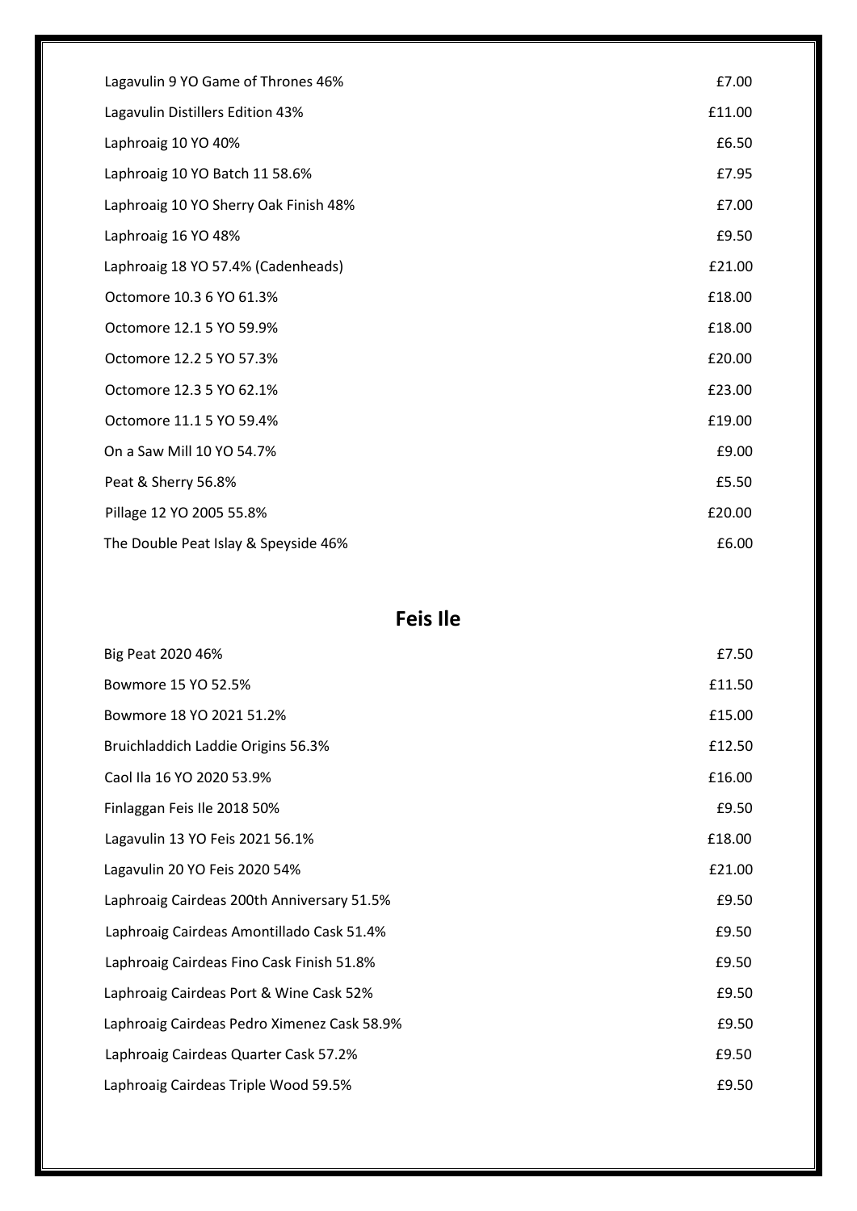| | |
|---|---|
| Lagavulin 9 YO Game of Thrones 46% | £7.00 |
| Lagavulin Distillers Edition 43% | £11.00 |
| Laphroaig 10 YO 40% | £6.50 |
| Laphroaig 10 YO Batch 11 58.6% | £7.95 |
| Laphroaig 10 YO Sherry Oak Finish 48% | £7.00 |
| Laphroaig 16 YO 48% | £9.50 |
| Laphroaig 18 YO 57.4% (Cadenheads) | £21.00 |
| Octomore 10.3 6 YO 61.3% | £18.00 |
| Octomore 12.1 5 YO 59.9% | £18.00 |
| Octomore 12.2 5 YO 57.3% | £20.00 |
| Octomore 12.3 5 YO 62.1% | £23.00 |
| Octomore 11.1 5 YO 59.4% | £19.00 |
| On a Saw Mill 10 YO 54.7% | £9.00 |
| Peat & Sherry 56.8% | £5.50 |
| Pillage 12 YO 2005 55.8% | £20.00 |
| The Double Peat Islay & Speyside 46% | £6.00 |

## Feis Ile

| | |
|---|---|
| Big Peat 2020 46% | £7.50 |
| Bowmore 15 YO 52.5% | £11.50 |
| Bowmore 18 YO 2021 51.2% | £15.00 |
| Bruichladdich Laddie Origins 56.3% | £12.50 |
| Caol Ila 16 YO 2020 53.9% | £16.00 |
| Finlaggan Feis Ile 2018 50% | £9.50 |
| Lagavulin 13 YO Feis 2021 56.1% | £18.00 |
| Lagavulin 20 YO Feis 2020 54% | £21.00 |
| Laphroaig Cairdeas 200th Anniversary 51.5% | £9.50 |
| Laphroaig Cairdeas Amontillado Cask 51.4% | £9.50 |
| Laphroaig Cairdeas Fino Cask Finish 51.8% | £9.50 |
| Laphroaig Cairdeas Port & Wine Cask 52% | £9.50 |
| Laphroaig Cairdeas Pedro Ximenez Cask 58.9% | £9.50 |
| Laphroaig Cairdeas Quarter Cask 57.2% | £9.50 |
| Laphroaig Cairdeas Triple Wood 59.5% | £9.50 |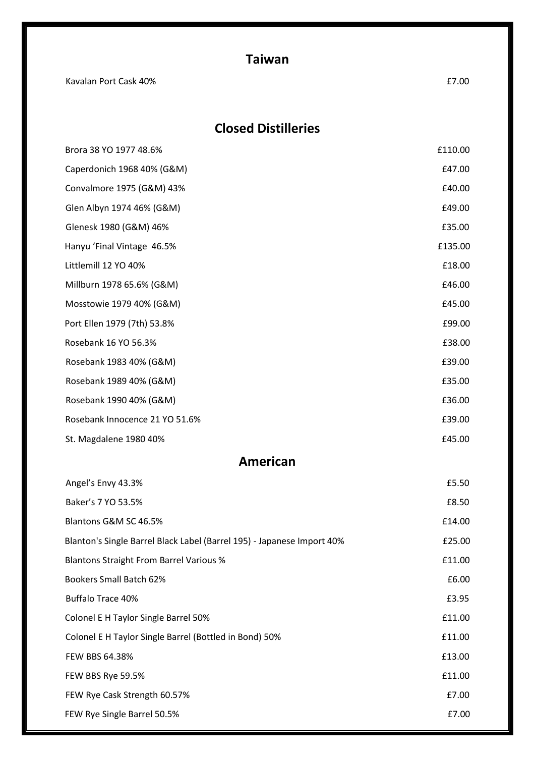## Taiwan

| | |
|---|---|
| Kavalan Port Cask 40% | £7.00 |

## Closed Distilleries

| | |
|---|---|
| Brora 38 YO 1977 48.6% | £110.00 |
| Caperdonich 1968 40% (G&M) | £47.00 |
| Convalmore 1975 (G&M) 43% | £40.00 |
| Glen Albyn 1974 46% (G&M) | £49.00 |
| Glenesk 1980 (G&M) 46% | £35.00 |
| Hanyu 'Final Vintage  46.5% | £135.00 |
| Littlemill 12 YO 40% | £18.00 |
| Millburn 1978 65.6% (G&M) | £46.00 |
| Mosstowie 1979 40% (G&M) | £45.00 |
| Port Ellen 1979 (7th) 53.8% | £99.00 |
| Rosebank 16 YO 56.3% | £38.00 |
| Rosebank 1983 40% (G&M) | £39.00 |
| Rosebank 1989 40% (G&M) | £35.00 |
| Rosebank 1990 40% (G&M) | £36.00 |
| Rosebank Innocence 21 YO 51.6% | £39.00 |
| St. Magdalene 1980 40% | £45.00 |

## American

| | |
|---|---|
| Angel's Envy 43.3% | £5.50 |
| Baker's 7 YO 53.5% | £8.50 |
| Blantons G&M SC 46.5% | £14.00 |
| Blanton's Single Barrel Black Label (Barrel 195) - Japanese Import 40% | £25.00 |
| Blantons Straight From Barrel Various % | £11.00 |
| Bookers Small Batch 62% | £6.00 |
| Buffalo Trace 40% | £3.95 |
| Colonel E H Taylor Single Barrel 50% | £11.00 |
| Colonel E H Taylor Single Barrel (Bottled in Bond) 50% | £11.00 |
| FEW BBS 64.38% | £13.00 |
| FEW BBS Rye 59.5% | £11.00 |
| FEW Rye Cask Strength 60.57% | £7.00 |
| FEW Rye Single Barrel 50.5% | £7.00 |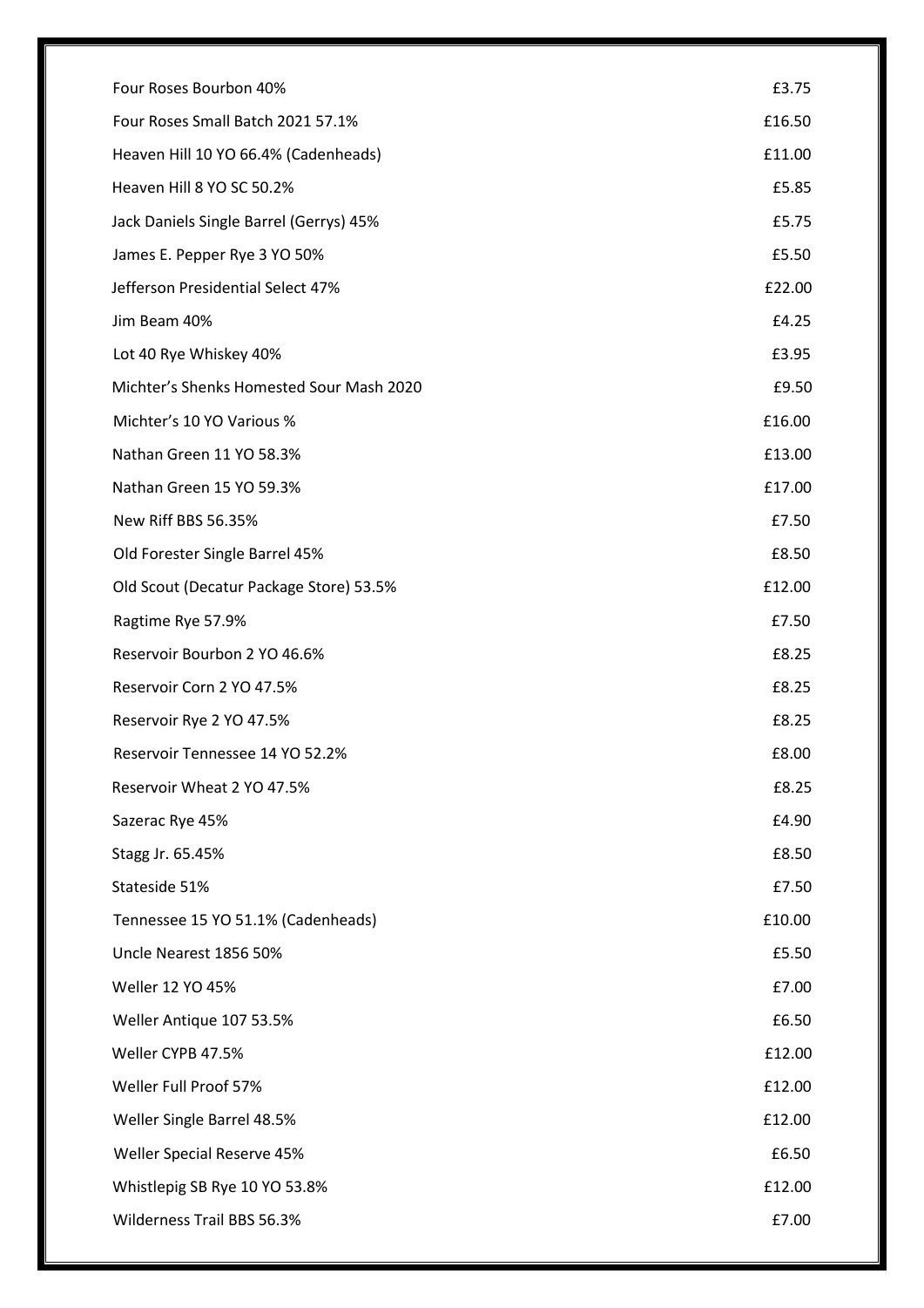| | |
|---|---|
| Four Roses Bourbon 40% | £3.75 |
| Four Roses Small Batch 2021 57.1% | £16.50 |
| Heaven Hill 10 YO 66.4% (Cadenheads) | £11.00 |
| Heaven Hill 8 YO SC 50.2% | £5.85 |
| Jack Daniels Single Barrel (Gerrys) 45% | £5.75 |
| James E. Pepper Rye 3 YO 50% | £5.50 |
| Jefferson Presidential Select 47% | £22.00 |
| Jim Beam 40% | £4.25 |
| Lot 40 Rye Whiskey 40% | £3.95 |
| Michter's Shenks Homested Sour Mash 2020 | £9.50 |
| Michter's 10 YO Various % | £16.00 |
| Nathan Green 11 YO 58.3% | £13.00 |
| Nathan Green 15 YO 59.3% | £17.00 |
| New Riff BBS 56.35% | £7.50 |
| Old Forester Single Barrel 45% | £8.50 |
| Old Scout (Decatur Package Store) 53.5% | £12.00 |
| Ragtime Rye 57.9% | £7.50 |
| Reservoir Bourbon 2 YO 46.6% | £8.25 |
| Reservoir Corn 2 YO 47.5% | £8.25 |
| Reservoir Rye 2 YO 47.5% | £8.25 |
| Reservoir Tennessee 14 YO 52.2% | £8.00 |
| Reservoir Wheat 2 YO 47.5% | £8.25 |
| Sazerac Rye 45% | £4.90 |
| Stagg Jr. 65.45% | £8.50 |
| Stateside 51% | £7.50 |
| Tennessee 15 YO 51.1% (Cadenheads) | £10.00 |
| Uncle Nearest 1856 50% | £5.50 |
| Weller 12 YO 45% | £7.00 |
| Weller Antique 107 53.5% | £6.50 |
| Weller CYPB 47.5% | £12.00 |
| Weller Full Proof 57% | £12.00 |
| Weller Single Barrel 48.5% | £12.00 |
| Weller Special Reserve 45% | £6.50 |
| Whistlepig SB Rye 10 YO 53.8% | £12.00 |
| Wilderness Trail BBS 56.3% | £7.00 |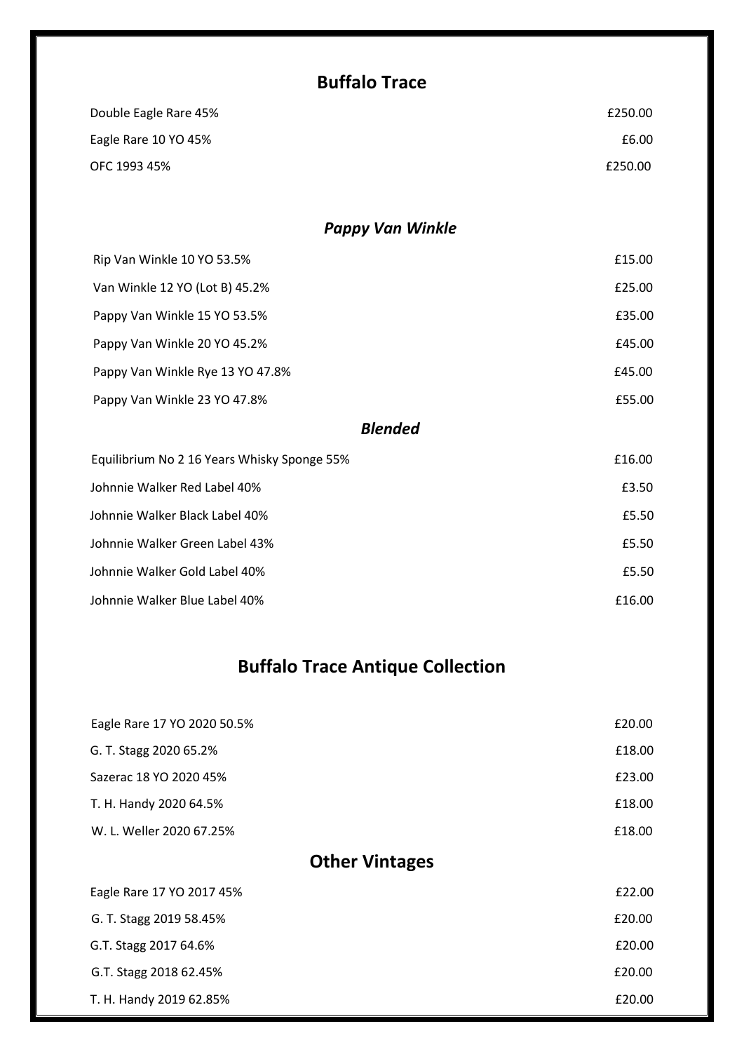## Buffalo Trace

| | |
|---|---|
| Double Eagle Rare 45% | £250.00 |
| Eagle Rare 10 YO 45% | £6.00 |
| OFC 1993 45% | £250.00 |

### *Pappy Van Winkle*

| | |
|---|---|
| Rip Van Winkle 10 YO 53.5% | £15.00 |
| Van Winkle 12 YO (Lot B) 45.2% | £25.00 |
| Pappy Van Winkle 15 YO 53.5% | £35.00 |
| Pappy Van Winkle 20 YO 45.2% | £45.00 |
| Pappy Van Winkle Rye 13 YO 47.8% | £45.00 |
| Pappy Van Winkle 23 YO 47.8% | £55.00 |

### *Blended*

| | |
|---|---|
| Equilibrium No 2 16 Years Whisky Sponge 55% | £16.00 |
| Johnnie Walker Red Label 40% | £3.50 |
| Johnnie Walker Black Label 40% | £5.50 |
| Johnnie Walker Green Label 43% | £5.50 |
| Johnnie Walker Gold Label 40% | £5.50 |
| Johnnie Walker Blue Label 40% | £16.00 |

## Buffalo Trace Antique Collection

| | |
|---|---|
| Eagle Rare 17 YO 2020 50.5% | £20.00 |
| G. T. Stagg 2020 65.2% | £18.00 |
| Sazerac 18 YO 2020 45% | £23.00 |
| T. H. Handy 2020 64.5% | £18.00 |
| W. L. Weller 2020 67.25% | £18.00 |

## Other Vintages

| | |
|---|---|
| Eagle Rare 17 YO 2017 45% | £22.00 |
| G. T. Stagg 2019 58.45% | £20.00 |
| G.T. Stagg 2017 64.6% | £20.00 |
| G.T. Stagg 2018 62.45% | £20.00 |
| T. H. Handy 2019 62.85% | £20.00 |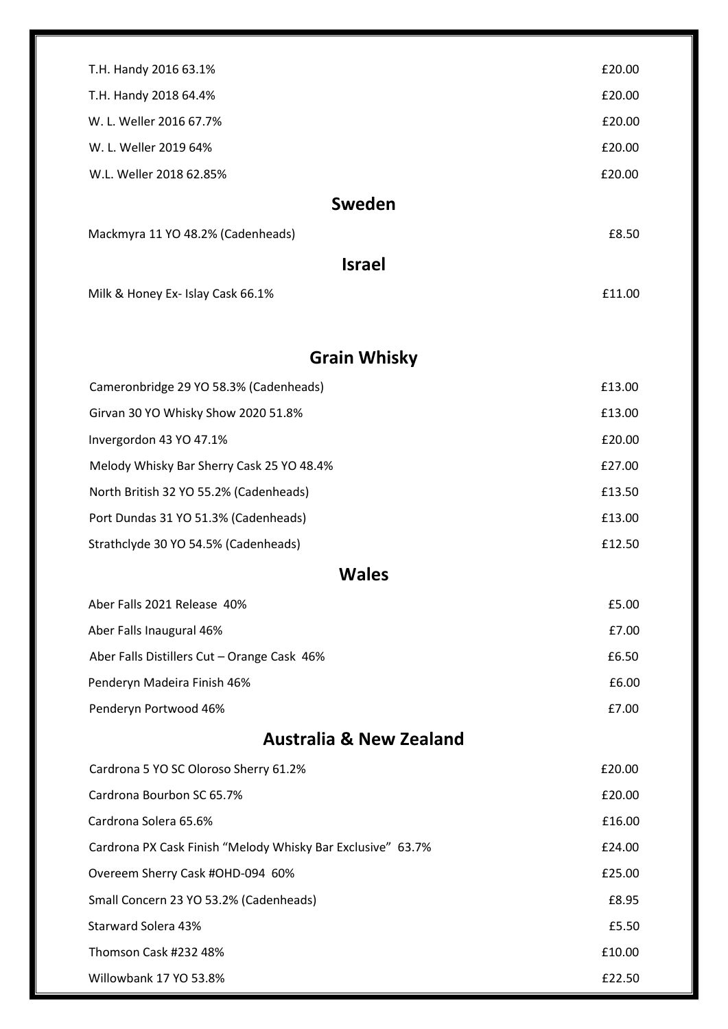| | |
|---|---|
| T.H. Handy 2016 63.1% | £20.00 |
| T.H. Handy 2018 64.4% | £20.00 |
| W. L. Weller 2016 67.7% | £20.00 |
| W. L. Weller 2019 64% | £20.00 |
| W.L. Weller 2018 62.85% | £20.00 |

## Sweden

| | |
|---|---|
| Mackmyra 11 YO 48.2% (Cadenheads) | £8.50 |

## Israel

| | |
|---|---|
| Milk & Honey Ex- Islay Cask 66.1% | £11.00 |

## Grain Whisky

| | |
|---|---|
| Cameronbridge 29 YO 58.3% (Cadenheads) | £13.00 |
| Girvan 30 YO Whisky Show 2020 51.8% | £13.00 |
| Invergordon 43 YO 47.1% | £20.00 |
| Melody Whisky Bar Sherry Cask 25 YO 48.4% | £27.00 |
| North British 32 YO 55.2% (Cadenheads) | £13.50 |
| Port Dundas 31 YO 51.3% (Cadenheads) | £13.00 |
| Strathclyde 30 YO 54.5% (Cadenheads) | £12.50 |

## Wales

| | |
|---|---|
| Aber Falls 2021 Release 40% | £5.00 |
| Aber Falls Inaugural 46% | £7.00 |
| Aber Falls Distillers Cut – Orange Cask 46% | £6.50 |
| Penderyn Madeira Finish 46% | £6.00 |
| Penderyn Portwood 46% | £7.00 |

## Australia & New Zealand

| | |
|---|---|
| Cardrona 5 YO SC Oloroso Sherry 61.2% | £20.00 |
| Cardrona Bourbon SC 65.7% | £20.00 |
| Cardrona Solera 65.6% | £16.00 |
| Cardrona PX Cask Finish "Melody Whisky Bar Exclusive" 63.7% | £24.00 |
| Overeem Sherry Cask #OHD-094 60% | £25.00 |
| Small Concern 23 YO 53.2% (Cadenheads) | £8.95 |
| Starward Solera 43% | £5.50 |
| Thomson Cask #232 48% | £10.00 |
| Willowbank 17 YO 53.8% | £22.50 |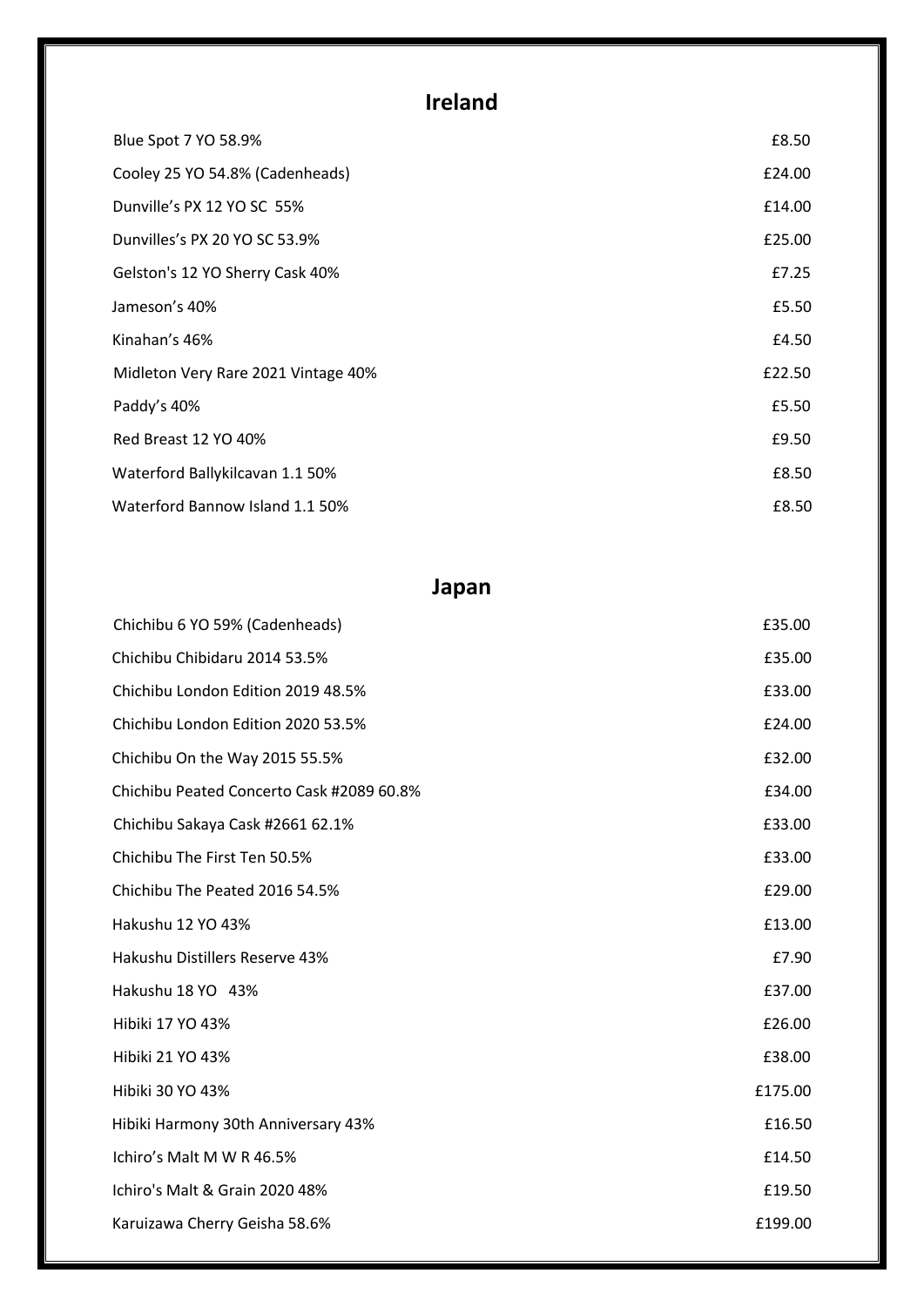## Ireland

| | |
|---|---|
| Blue Spot 7 YO 58.9% | £8.50 |
| Cooley 25 YO 54.8% (Cadenheads) | £24.00 |
| Dunville's PX 12 YO SC 55% | £14.00 |
| Dunvilles's PX 20 YO SC 53.9% | £25.00 |
| Gelston's 12 YO Sherry Cask 40% | £7.25 |
| Jameson's 40% | £5.50 |
| Kinahan's 46% | £4.50 |
| Midleton Very Rare 2021 Vintage 40% | £22.50 |
| Paddy's 40% | £5.50 |
| Red Breast 12 YO 40% | £9.50 |
| Waterford Ballykilcavan 1.1 50% | £8.50 |
| Waterford Bannow Island 1.1 50% | £8.50 |

## Japan

| | |
|---|---|
| Chichibu 6 YO 59% (Cadenheads) | £35.00 |
| Chichibu Chibidaru 2014 53.5% | £35.00 |
| Chichibu London Edition 2019 48.5% | £33.00 |
| Chichibu London Edition 2020 53.5% | £24.00 |
| Chichibu On the Way 2015 55.5% | £32.00 |
| Chichibu Peated Concerto Cask #2089 60.8% | £34.00 |
| Chichibu Sakaya Cask #2661 62.1% | £33.00 |
| Chichibu The First Ten 50.5% | £33.00 |
| Chichibu The Peated 2016 54.5% | £29.00 |
| Hakushu 12 YO 43% | £13.00 |
| Hakushu Distillers Reserve 43% | £7.90 |
| Hakushu 18 YO 43% | £37.00 |
| Hibiki 17 YO 43% | £26.00 |
| Hibiki 21 YO 43% | £38.00 |
| Hibiki 30 YO 43% | £175.00 |
| Hibiki Harmony 30th Anniversary 43% | £16.50 |
| Ichiro's Malt M W R 46.5% | £14.50 |
| Ichiro's Malt & Grain 2020 48% | £19.50 |
| Karuizawa Cherry Geisha 58.6% | £199.00 |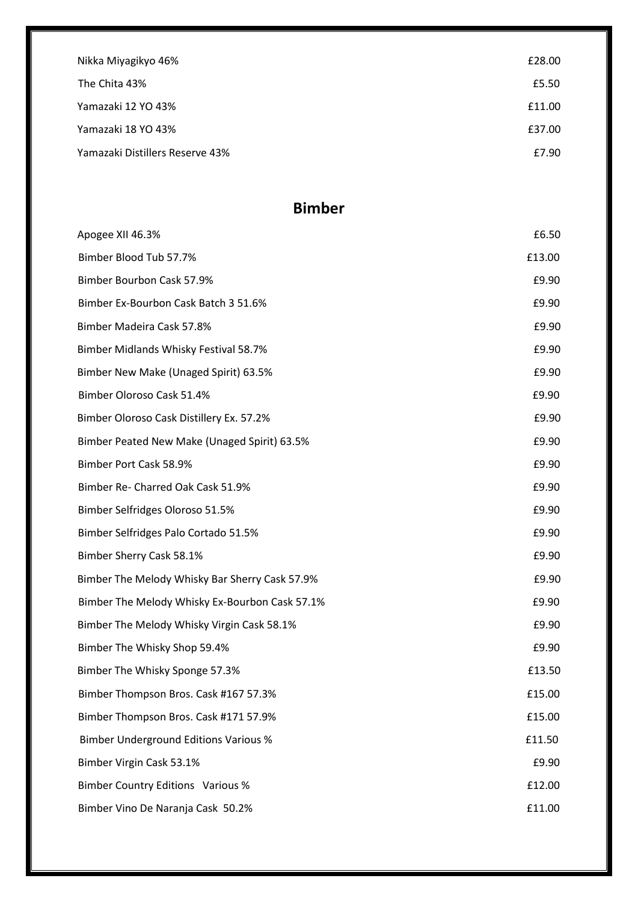| | |
|---|---|
| Nikka Miyagikyo 46% | £28.00 |
| The Chita 43% | £5.50 |
| Yamazaki 12 YO 43% | £11.00 |
| Yamazaki 18 YO 43% | £37.00 |
| Yamazaki Distillers Reserve 43% | £7.90 |

## Bimber

| | |
|---|---|
| Apogee XII 46.3% | £6.50 |
| Bimber Blood Tub 57.7% | £13.00 |
| Bimber Bourbon Cask 57.9% | £9.90 |
| Bimber Ex-Bourbon Cask Batch 3 51.6% | £9.90 |
| Bimber Madeira Cask 57.8% | £9.90 |
| Bimber Midlands Whisky Festival 58.7% | £9.90 |
| Bimber New Make (Unaged Spirit) 63.5% | £9.90 |
| Bimber Oloroso Cask 51.4% | £9.90 |
| Bimber Oloroso Cask Distillery Ex. 57.2% | £9.90 |
| Bimber Peated New Make (Unaged Spirit) 63.5% | £9.90 |
| Bimber Port Cask 58.9% | £9.90 |
| Bimber Re- Charred Oak Cask 51.9% | £9.90 |
| Bimber Selfridges Oloroso 51.5% | £9.90 |
| Bimber Selfridges Palo Cortado 51.5% | £9.90 |
| Bimber Sherry Cask 58.1% | £9.90 |
| Bimber The Melody Whisky Bar Sherry Cask 57.9% | £9.90 |
| Bimber The Melody Whisky Ex-Bourbon Cask 57.1% | £9.90 |
| Bimber The Melody Whisky Virgin Cask 58.1% | £9.90 |
| Bimber The Whisky Shop 59.4% | £9.90 |
| Bimber The Whisky Sponge 57.3% | £13.50 |
| Bimber Thompson Bros. Cask #167 57.3% | £15.00 |
| Bimber Thompson Bros. Cask #171 57.9% | £15.00 |
| Bimber Underground Editions Various % | £11.50 |
| Bimber Virgin Cask 53.1% | £9.90 |
| Bimber Country Editions Various % | £12.00 |
| Bimber Vino De Naranja Cask 50.2% | £11.00 |